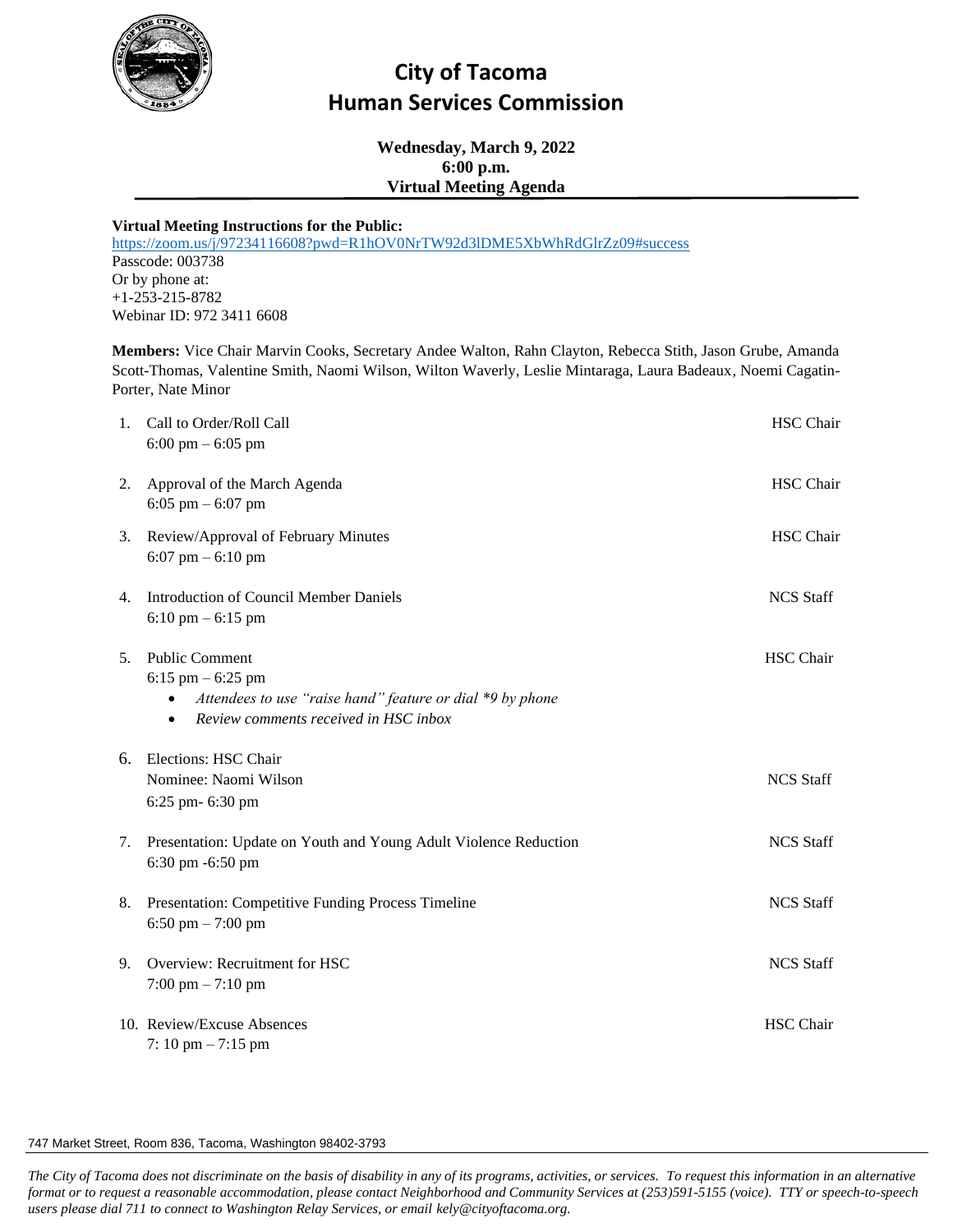# City of Tacoma
# Human Services Commission

**Wednesday, March 9, 2022**
**6:00 p.m.**
**Virtual Meeting Agenda**

---

**Virtual Meeting Instructions for the Public:**
https://zoom.us/j/97234116608?pwd=R1hOV0NrTW92d3lDME5XbWhRdGlrZz09#success
Passcode: 003738
Or by phone at:
+1-253-215-8782
Webinar ID: 972 3411 6608

**Members:** Vice Chair Marvin Cooks, Secretary Andee Walton, Rahn Clayton, Rebecca Stith, Jason Grube, Amanda Scott-Thomas, Valentine Smith, Naomi Wilson, Wilton Waverly, Leslie Mintaraga, Laura Badeaux, Noemi Cagatin-Porter, Nate Minor

1. Call to Order/Roll Call — HSC Chair
   6:00 pm – 6:05 pm

2. Approval of the March Agenda — HSC Chair
   6:05 pm – 6:07 pm

3. Review/Approval of February Minutes — HSC Chair
   6:07 pm – 6:10 pm

4. Introduction of Council Member Daniels — NCS Staff
   6:10 pm – 6:15 pm

5. Public Comment — HSC Chair
   6:15 pm – 6:25 pm
   - *Attendees to use "raise hand" feature or dial *9 by phone*
   - *Review comments received in HSC inbox*

6. Elections: HSC Chair
   Nominee: Naomi Wilson — NCS Staff
   6:25 pm- 6:30 pm

7. Presentation: Update on Youth and Young Adult Violence Reduction — NCS Staff
   6:30 pm -6:50 pm

8. Presentation: Competitive Funding Process Timeline — NCS Staff
   6:50 pm – 7:00 pm

9. Overview: Recruitment for HSC — NCS Staff
   7:00 pm – 7:10 pm

10. Review/Excuse Absences — HSC Chair
    7: 10 pm – 7:15 pm

747 Market Street, Room 836, Tacoma, Washington 98402-3793

*The City of Tacoma does not discriminate on the basis of disability in any of its programs, activities, or services. To request this information in an alternative format or to request a reasonable accommodation, please contact Neighborhood and Community Services at (253)591-5155 (voice). TTY or speech-to-speech users please dial 711 to connect to Washington Relay Services, or email kely@cityoftacoma.org.*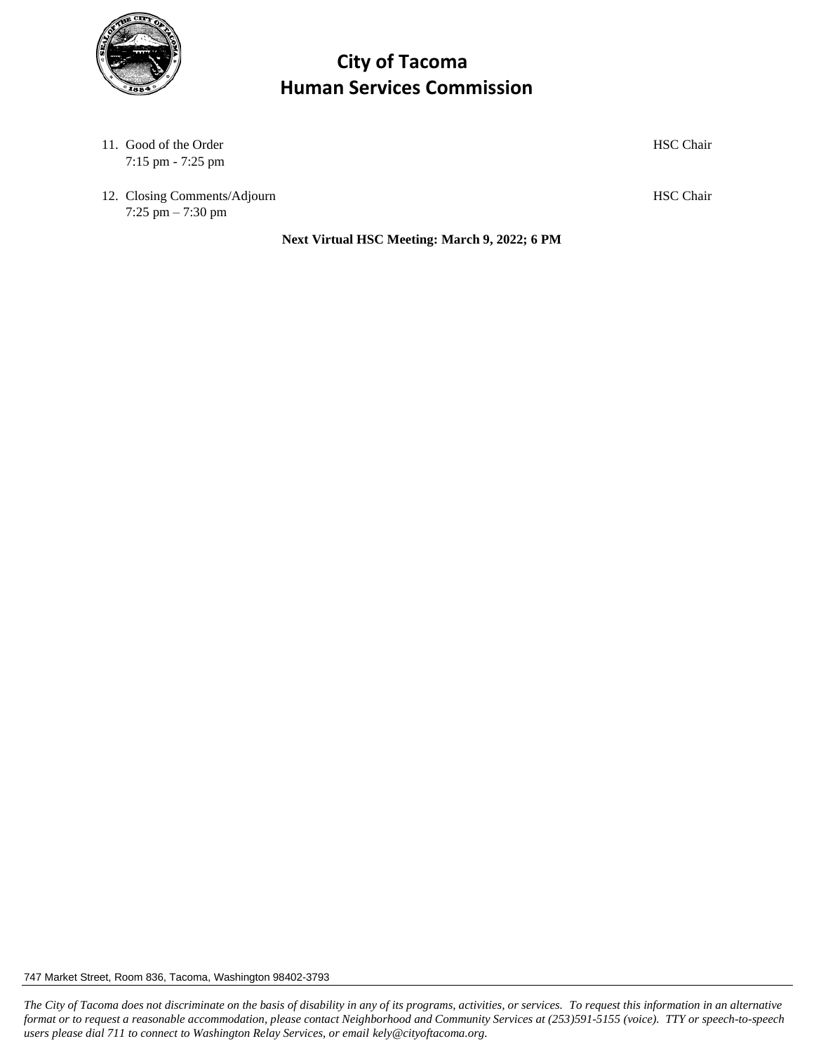# City of Tacoma
# Human Services Commission

11. Good of the Order — HSC Chair
    7:15 pm - 7:25 pm

12. Closing Comments/Adjourn — HSC Chair
    7:25 pm – 7:30 pm

**Next Virtual HSC Meeting: March 9, 2022; 6 PM**

747 Market Street, Room 836, Tacoma, Washington 98402-3793

*The City of Tacoma does not discriminate on the basis of disability in any of its programs, activities, or services. To request this information in an alternative format or to request a reasonable accommodation, please contact Neighborhood and Community Services at (253)591-5155 (voice). TTY or speech-to-speech users please dial 711 to connect to Washington Relay Services, or email kely@cityoftacoma.org.*